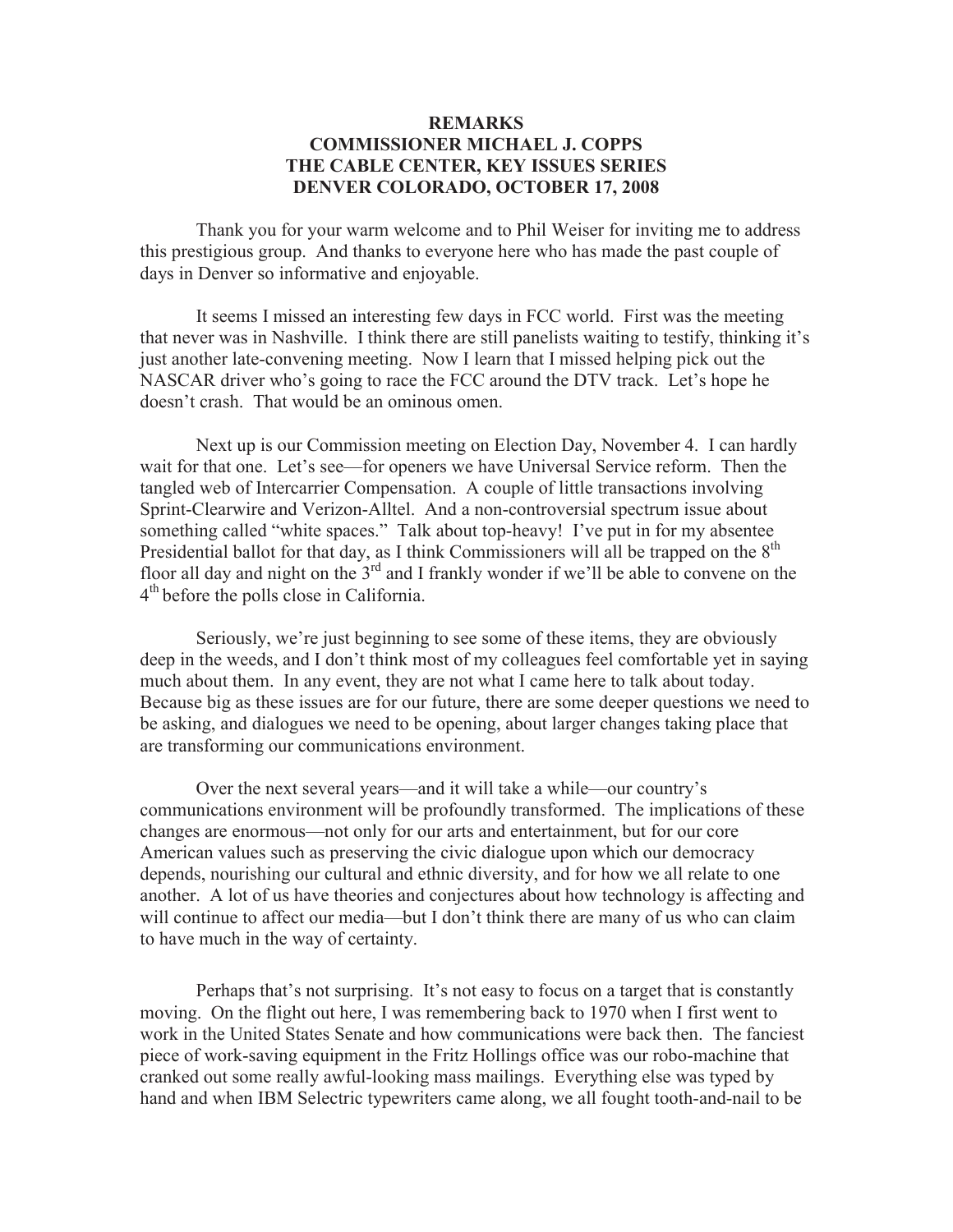**REMARKS**
**COMMISSIONER MICHAEL J. COPPS**
**THE CABLE CENTER, KEY ISSUES SERIES**
**DENVER COLORADO, OCTOBER 17, 2008**

Thank you for your warm welcome and to Phil Weiser for inviting me to address this prestigious group. And thanks to everyone here who has made the past couple of days in Denver so informative and enjoyable.

It seems I missed an interesting few days in FCC world. First was the meeting that never was in Nashville. I think there are still panelists waiting to testify, thinking it's just another late-convening meeting. Now I learn that I missed helping pick out the NASCAR driver who's going to race the FCC around the DTV track. Let's hope he doesn't crash. That would be an ominous omen.

Next up is our Commission meeting on Election Day, November 4. I can hardly wait for that one. Let's see—for openers we have Universal Service reform. Then the tangled web of Intercarrier Compensation. A couple of little transactions involving Sprint-Clearwire and Verizon-Alltel. And a non-controversial spectrum issue about something called "white spaces." Talk about top-heavy! I've put in for my absentee Presidential ballot for that day, as I think Commissioners will all be trapped on the 8th floor all day and night on the 3rd and I frankly wonder if we'll be able to convene on the 4th before the polls close in California.

Seriously, we're just beginning to see some of these items, they are obviously deep in the weeds, and I don't think most of my colleagues feel comfortable yet in saying much about them. In any event, they are not what I came here to talk about today. Because big as these issues are for our future, there are some deeper questions we need to be asking, and dialogues we need to be opening, about larger changes taking place that are transforming our communications environment.

Over the next several years—and it will take a while—our country's communications environment will be profoundly transformed. The implications of these changes are enormous—not only for our arts and entertainment, but for our core American values such as preserving the civic dialogue upon which our democracy depends, nourishing our cultural and ethnic diversity, and for how we all relate to one another. A lot of us have theories and conjectures about how technology is affecting and will continue to affect our media—but I don't think there are many of us who can claim to have much in the way of certainty.

Perhaps that's not surprising. It's not easy to focus on a target that is constantly moving. On the flight out here, I was remembering back to 1970 when I first went to work in the United States Senate and how communications were back then. The fanciest piece of work-saving equipment in the Fritz Hollings office was our robo-machine that cranked out some really awful-looking mass mailings. Everything else was typed by hand and when IBM Selectric typewriters came along, we all fought tooth-and-nail to be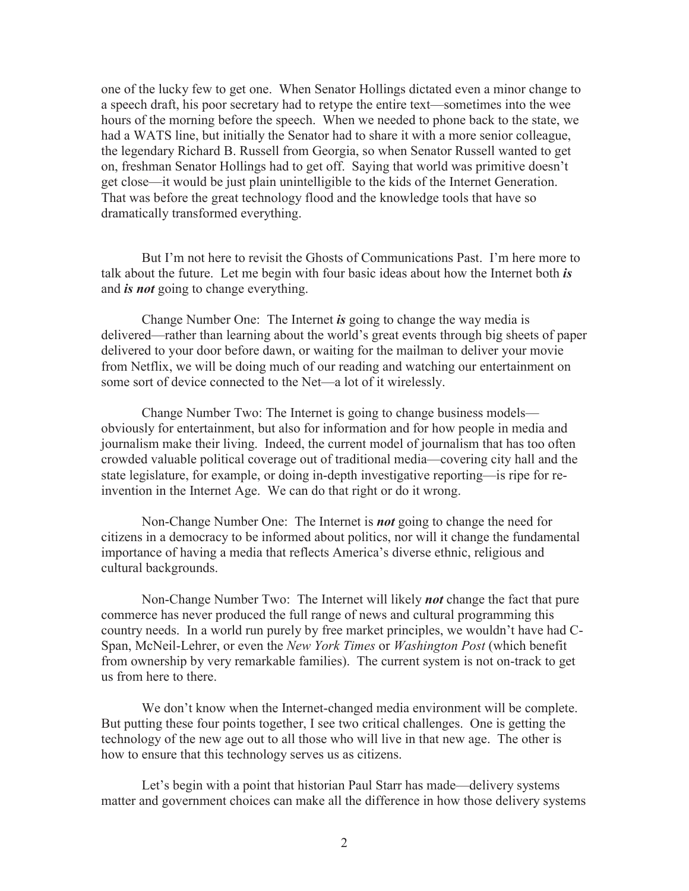one of the lucky few to get one. When Senator Hollings dictated even a minor change to a speech draft, his poor secretary had to retype the entire text—sometimes into the wee hours of the morning before the speech. When we needed to phone back to the state, we had a WATS line, but initially the Senator had to share it with a more senior colleague, the legendary Richard B. Russell from Georgia, so when Senator Russell wanted to get on, freshman Senator Hollings had to get off. Saying that world was primitive doesn't get close—it would be just plain unintelligible to the kids of the Internet Generation. That was before the great technology flood and the knowledge tools that have so dramatically transformed everything.

But I'm not here to revisit the Ghosts of Communications Past. I'm here more to talk about the future. Let me begin with four basic ideas about how the Internet both ***is*** and ***is not*** going to change everything.

Change Number One: The Internet ***is*** going to change the way media is delivered—rather than learning about the world's great events through big sheets of paper delivered to your door before dawn, or waiting for the mailman to deliver your movie from Netflix, we will be doing much of our reading and watching our entertainment on some sort of device connected to the Net—a lot of it wirelessly.

Change Number Two: The Internet is going to change business models—obviously for entertainment, but also for information and for how people in media and journalism make their living. Indeed, the current model of journalism that has too often crowded valuable political coverage out of traditional media—covering city hall and the state legislature, for example, or doing in-depth investigative reporting—is ripe for re-invention in the Internet Age. We can do that right or do it wrong.

Non-Change Number One: The Internet is ***not*** going to change the need for citizens in a democracy to be informed about politics, nor will it change the fundamental importance of having a media that reflects America's diverse ethnic, religious and cultural backgrounds.

Non-Change Number Two: The Internet will likely ***not*** change the fact that pure commerce has never produced the full range of news and cultural programming this country needs. In a world run purely by free market principles, we wouldn't have had C-Span, McNeil-Lehrer, or even the *New York Times* or *Washington Post* (which benefit from ownership by very remarkable families). The current system is not on-track to get us from here to there.

We don't know when the Internet-changed media environment will be complete. But putting these four points together, I see two critical challenges. One is getting the technology of the new age out to all those who will live in that new age. The other is how to ensure that this technology serves us as citizens.

Let's begin with a point that historian Paul Starr has made—delivery systems matter and government choices can make all the difference in how those delivery systems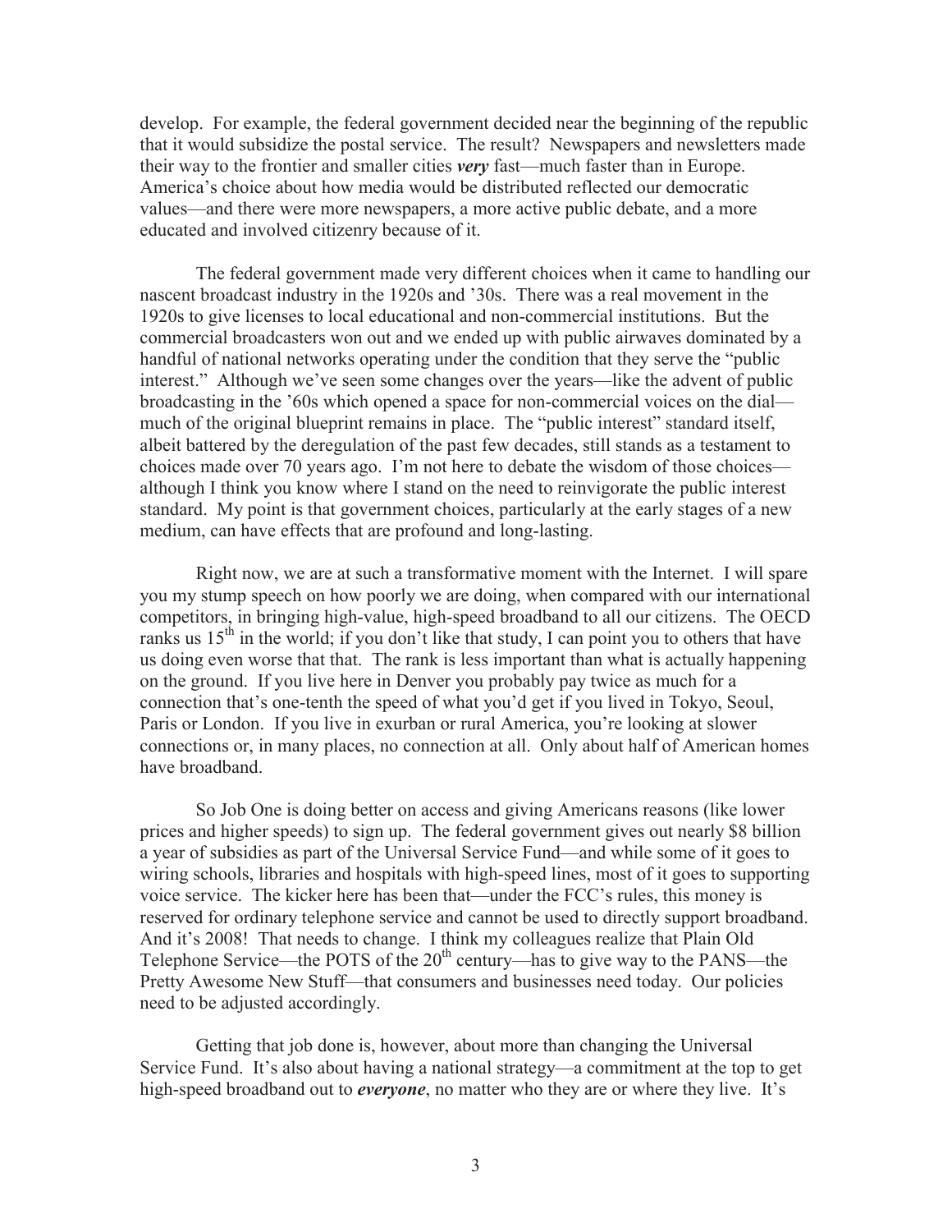develop. For example, the federal government decided near the beginning of the republic that it would subsidize the postal service. The result? Newspapers and newsletters made their way to the frontier and smaller cities ***very*** fast—much faster than in Europe. America's choice about how media would be distributed reflected our democratic values—and there were more newspapers, a more active public debate, and a more educated and involved citizenry because of it.

The federal government made very different choices when it came to handling our nascent broadcast industry in the 1920s and '30s. There was a real movement in the 1920s to give licenses to local educational and non-commercial institutions. But the commercial broadcasters won out and we ended up with public airwaves dominated by a handful of national networks operating under the condition that they serve the "public interest." Although we've seen some changes over the years—like the advent of public broadcasting in the '60s which opened a space for non-commercial voices on the dial—much of the original blueprint remains in place. The "public interest" standard itself, albeit battered by the deregulation of the past few decades, still stands as a testament to choices made over 70 years ago. I'm not here to debate the wisdom of those choices—although I think you know where I stand on the need to reinvigorate the public interest standard. My point is that government choices, particularly at the early stages of a new medium, can have effects that are profound and long-lasting.

Right now, we are at such a transformative moment with the Internet. I will spare you my stump speech on how poorly we are doing, when compared with our international competitors, in bringing high-value, high-speed broadband to all our citizens. The OECD ranks us 15th in the world; if you don't like that study, I can point you to others that have us doing even worse that that. The rank is less important than what is actually happening on the ground. If you live here in Denver you probably pay twice as much for a connection that's one-tenth the speed of what you'd get if you lived in Tokyo, Seoul, Paris or London. If you live in exurban or rural America, you're looking at slower connections or, in many places, no connection at all. Only about half of American homes have broadband.

So Job One is doing better on access and giving Americans reasons (like lower prices and higher speeds) to sign up. The federal government gives out nearly $8 billion a year of subsidies as part of the Universal Service Fund—and while some of it goes to wiring schools, libraries and hospitals with high-speed lines, most of it goes to supporting voice service. The kicker here has been that—under the FCC's rules, this money is reserved for ordinary telephone service and cannot be used to directly support broadband. And it's 2008! That needs to change. I think my colleagues realize that Plain Old Telephone Service—the POTS of the 20th century—has to give way to the PANS—the Pretty Awesome New Stuff—that consumers and businesses need today. Our policies need to be adjusted accordingly.

Getting that job done is, however, about more than changing the Universal Service Fund. It's also about having a national strategy—a commitment at the top to get high-speed broadband out to ***everyone***, no matter who they are or where they live. It's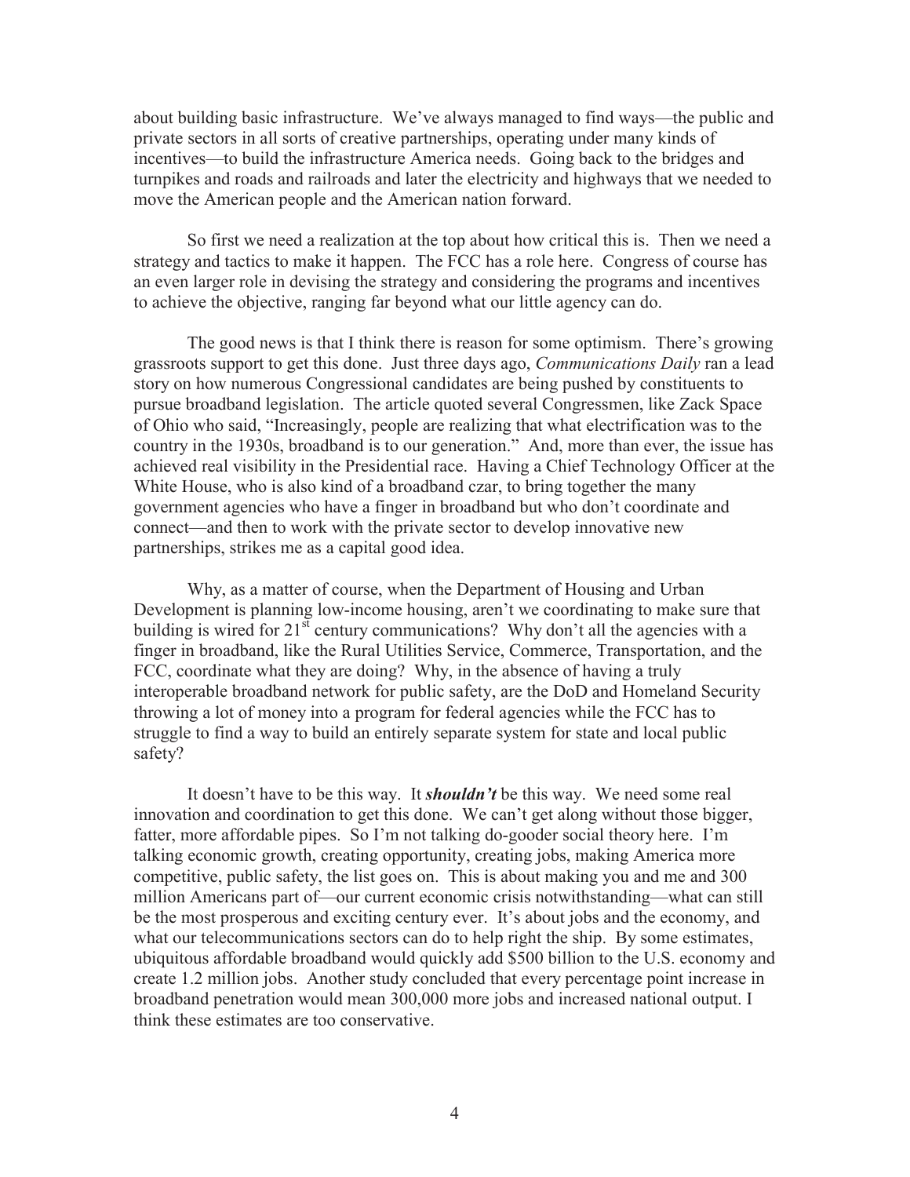about building basic infrastructure. We've always managed to find ways—the public and private sectors in all sorts of creative partnerships, operating under many kinds of incentives—to build the infrastructure America needs. Going back to the bridges and turnpikes and roads and railroads and later the electricity and highways that we needed to move the American people and the American nation forward.

So first we need a realization at the top about how critical this is. Then we need a strategy and tactics to make it happen. The FCC has a role here. Congress of course has an even larger role in devising the strategy and considering the programs and incentives to achieve the objective, ranging far beyond what our little agency can do.

The good news is that I think there is reason for some optimism. There's growing grassroots support to get this done. Just three days ago, *Communications Daily* ran a lead story on how numerous Congressional candidates are being pushed by constituents to pursue broadband legislation. The article quoted several Congressmen, like Zack Space of Ohio who said, "Increasingly, people are realizing that what electrification was to the country in the 1930s, broadband is to our generation." And, more than ever, the issue has achieved real visibility in the Presidential race. Having a Chief Technology Officer at the White House, who is also kind of a broadband czar, to bring together the many government agencies who have a finger in broadband but who don't coordinate and connect—and then to work with the private sector to develop innovative new partnerships, strikes me as a capital good idea.

Why, as a matter of course, when the Department of Housing and Urban Development is planning low-income housing, aren't we coordinating to make sure that building is wired for 21st century communications? Why don't all the agencies with a finger in broadband, like the Rural Utilities Service, Commerce, Transportation, and the FCC, coordinate what they are doing? Why, in the absence of having a truly interoperable broadband network for public safety, are the DoD and Homeland Security throwing a lot of money into a program for federal agencies while the FCC has to struggle to find a way to build an entirely separate system for state and local public safety?

It doesn't have to be this way. It ***shouldn't*** be this way. We need some real innovation and coordination to get this done. We can't get along without those bigger, fatter, more affordable pipes. So I'm not talking do-gooder social theory here. I'm talking economic growth, creating opportunity, creating jobs, making America more competitive, public safety, the list goes on. This is about making you and me and 300 million Americans part of—our current economic crisis notwithstanding—what can still be the most prosperous and exciting century ever. It's about jobs and the economy, and what our telecommunications sectors can do to help right the ship. By some estimates, ubiquitous affordable broadband would quickly add $500 billion to the U.S. economy and create 1.2 million jobs. Another study concluded that every percentage point increase in broadband penetration would mean 300,000 more jobs and increased national output. I think these estimates are too conservative.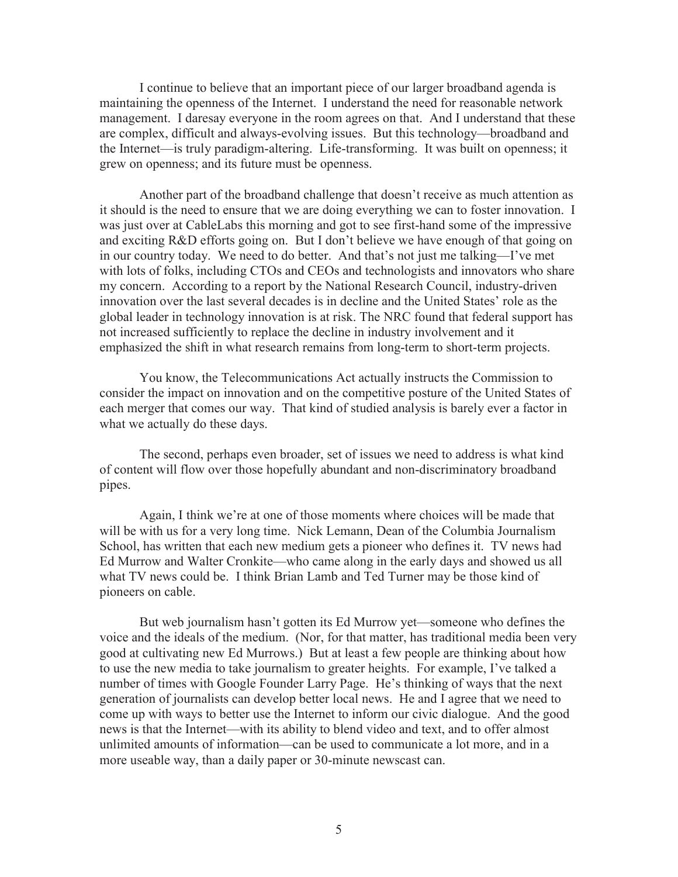I continue to believe that an important piece of our larger broadband agenda is maintaining the openness of the Internet. I understand the need for reasonable network management. I daresay everyone in the room agrees on that. And I understand that these are complex, difficult and always-evolving issues. But this technology—broadband and the Internet—is truly paradigm-altering. Life-transforming. It was built on openness; it grew on openness; and its future must be openness.

Another part of the broadband challenge that doesn't receive as much attention as it should is the need to ensure that we are doing everything we can to foster innovation. I was just over at CableLabs this morning and got to see first-hand some of the impressive and exciting R&D efforts going on. But I don't believe we have enough of that going on in our country today. We need to do better. And that's not just me talking—I've met with lots of folks, including CTOs and CEOs and technologists and innovators who share my concern. According to a report by the National Research Council, industry-driven innovation over the last several decades is in decline and the United States' role as the global leader in technology innovation is at risk. The NRC found that federal support has not increased sufficiently to replace the decline in industry involvement and it emphasized the shift in what research remains from long-term to short-term projects.

You know, the Telecommunications Act actually instructs the Commission to consider the impact on innovation and on the competitive posture of the United States of each merger that comes our way. That kind of studied analysis is barely ever a factor in what we actually do these days.

The second, perhaps even broader, set of issues we need to address is what kind of content will flow over those hopefully abundant and non-discriminatory broadband pipes.

Again, I think we're at one of those moments where choices will be made that will be with us for a very long time. Nick Lemann, Dean of the Columbia Journalism School, has written that each new medium gets a pioneer who defines it. TV news had Ed Murrow and Walter Cronkite—who came along in the early days and showed us all what TV news could be. I think Brian Lamb and Ted Turner may be those kind of pioneers on cable.

But web journalism hasn't gotten its Ed Murrow yet—someone who defines the voice and the ideals of the medium. (Nor, for that matter, has traditional media been very good at cultivating new Ed Murrows.) But at least a few people are thinking about how to use the new media to take journalism to greater heights. For example, I've talked a number of times with Google Founder Larry Page. He's thinking of ways that the next generation of journalists can develop better local news. He and I agree that we need to come up with ways to better use the Internet to inform our civic dialogue. And the good news is that the Internet—with its ability to blend video and text, and to offer almost unlimited amounts of information—can be used to communicate a lot more, and in a more useable way, than a daily paper or 30-minute newscast can.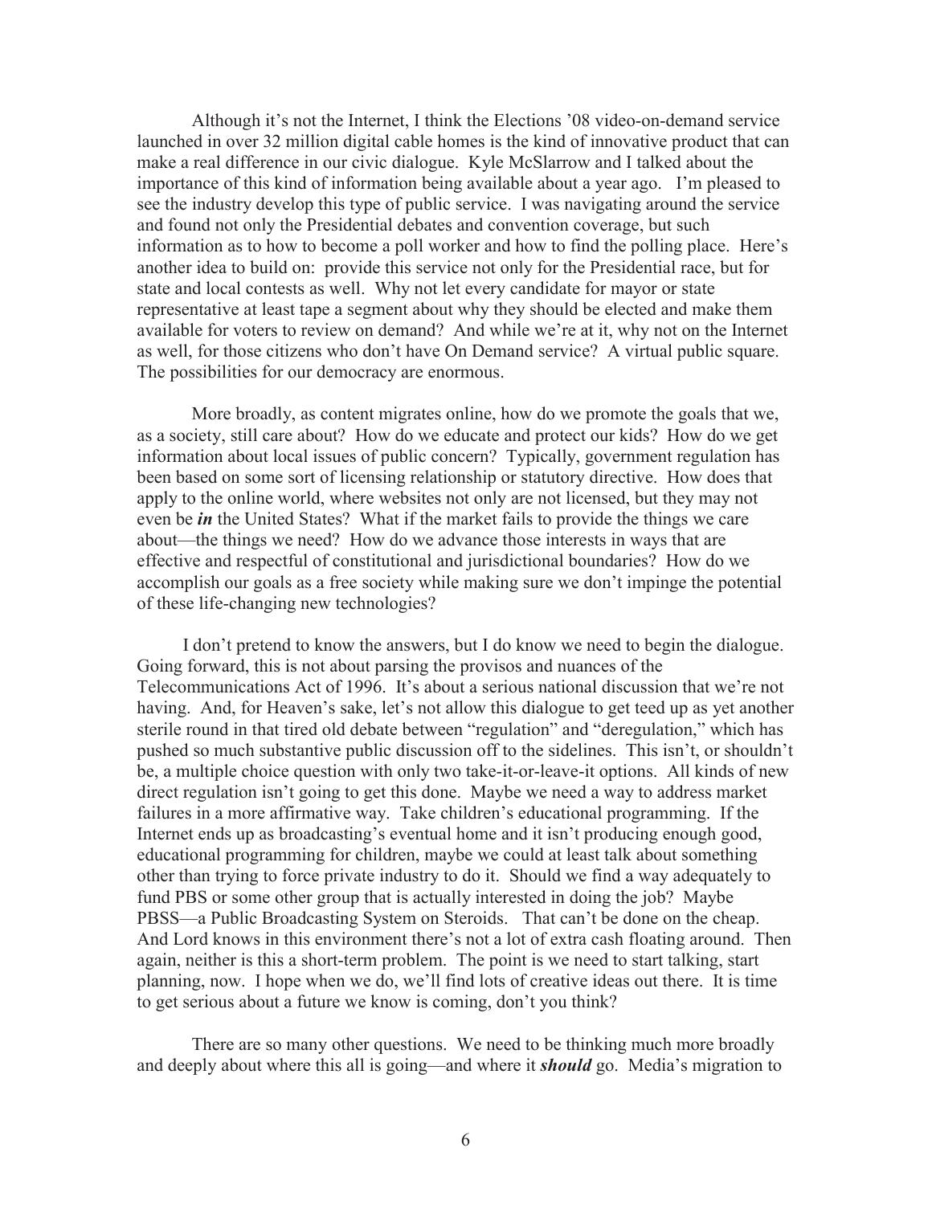Although it's not the Internet, I think the Elections '08 video-on-demand service launched in over 32 million digital cable homes is the kind of innovative product that can make a real difference in our civic dialogue. Kyle McSlarrow and I talked about the importance of this kind of information being available about a year ago. I'm pleased to see the industry develop this type of public service. I was navigating around the service and found not only the Presidential debates and convention coverage, but such information as to how to become a poll worker and how to find the polling place. Here's another idea to build on: provide this service not only for the Presidential race, but for state and local contests as well. Why not let every candidate for mayor or state representative at least tape a segment about why they should be elected and make them available for voters to review on demand? And while we're at it, why not on the Internet as well, for those citizens who don't have On Demand service? A virtual public square. The possibilities for our democracy are enormous.

More broadly, as content migrates online, how do we promote the goals that we, as a society, still care about? How do we educate and protect our kids? How do we get information about local issues of public concern? Typically, government regulation has been based on some sort of licensing relationship or statutory directive. How does that apply to the online world, where websites not only are not licensed, but they may not even be ***in*** the United States? What if the market fails to provide the things we care about—the things we need? How do we advance those interests in ways that are effective and respectful of constitutional and jurisdictional boundaries? How do we accomplish our goals as a free society while making sure we don't impinge the potential of these life-changing new technologies?

I don't pretend to know the answers, but I do know we need to begin the dialogue. Going forward, this is not about parsing the provisos and nuances of the Telecommunications Act of 1996. It's about a serious national discussion that we're not having. And, for Heaven's sake, let's not allow this dialogue to get teed up as yet another sterile round in that tired old debate between "regulation" and "deregulation," which has pushed so much substantive public discussion off to the sidelines. This isn't, or shouldn't be, a multiple choice question with only two take-it-or-leave-it options. All kinds of new direct regulation isn't going to get this done. Maybe we need a way to address market failures in a more affirmative way. Take children's educational programming. If the Internet ends up as broadcasting's eventual home and it isn't producing enough good, educational programming for children, maybe we could at least talk about something other than trying to force private industry to do it. Should we find a way adequately to fund PBS or some other group that is actually interested in doing the job? Maybe PBSS—a Public Broadcasting System on Steroids. That can't be done on the cheap. And Lord knows in this environment there's not a lot of extra cash floating around. Then again, neither is this a short-term problem. The point is we need to start talking, start planning, now. I hope when we do, we'll find lots of creative ideas out there. It is time to get serious about a future we know is coming, don't you think?

There are so many other questions. We need to be thinking much more broadly and deeply about where this all is going—and where it ***should*** go. Media's migration to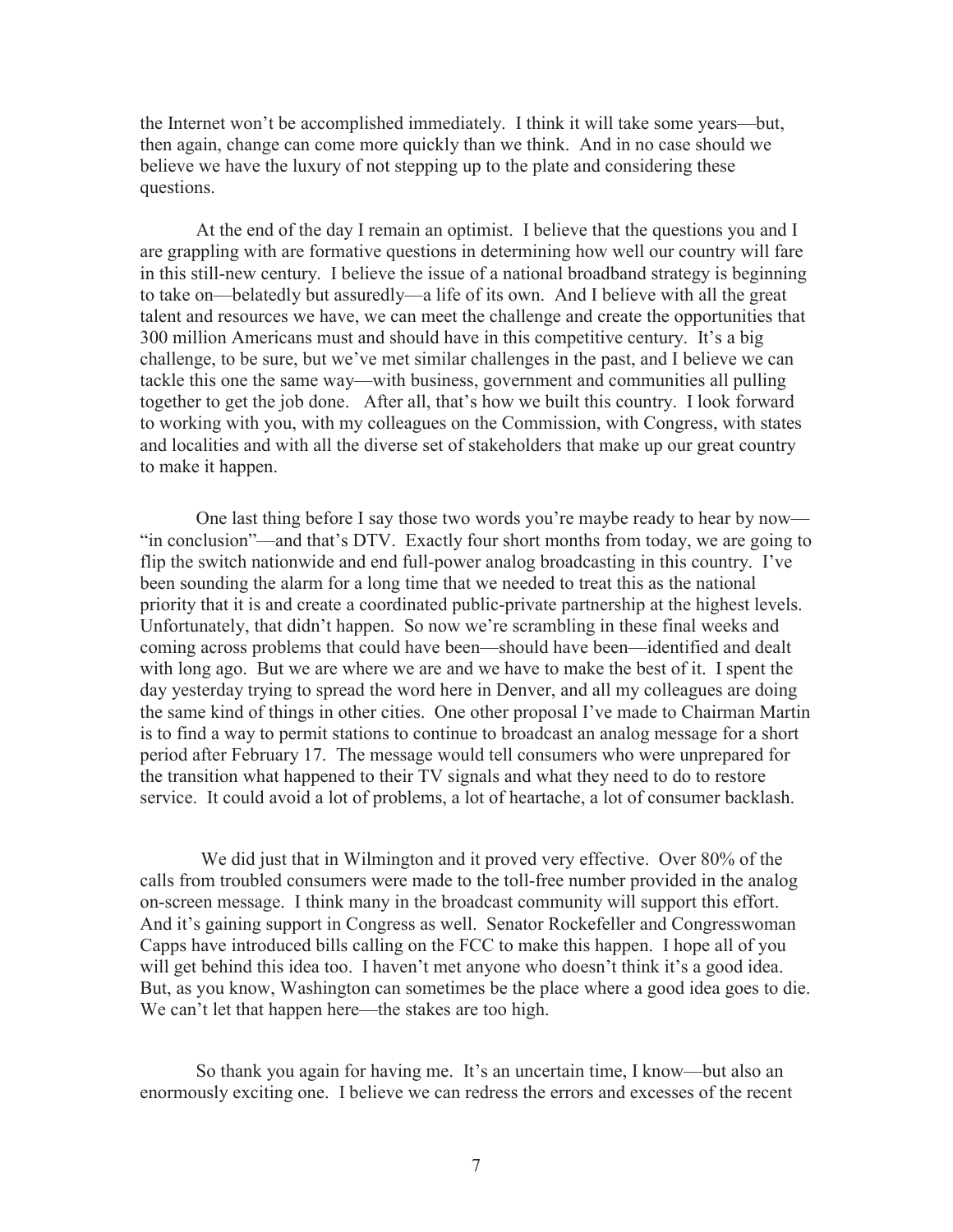the Internet won't be accomplished immediately. I think it will take some years—but, then again, change can come more quickly than we think. And in no case should we believe we have the luxury of not stepping up to the plate and considering these questions.

At the end of the day I remain an optimist. I believe that the questions you and I are grappling with are formative questions in determining how well our country will fare in this still-new century. I believe the issue of a national broadband strategy is beginning to take on—belatedly but assuredly—a life of its own. And I believe with all the great talent and resources we have, we can meet the challenge and create the opportunities that 300 million Americans must and should have in this competitive century. It's a big challenge, to be sure, but we've met similar challenges in the past, and I believe we can tackle this one the same way—with business, government and communities all pulling together to get the job done. After all, that's how we built this country. I look forward to working with you, with my colleagues on the Commission, with Congress, with states and localities and with all the diverse set of stakeholders that make up our great country to make it happen.

One last thing before I say those two words you're maybe ready to hear by now—"in conclusion"—and that's DTV. Exactly four short months from today, we are going to flip the switch nationwide and end full-power analog broadcasting in this country. I've been sounding the alarm for a long time that we needed to treat this as the national priority that it is and create a coordinated public-private partnership at the highest levels. Unfortunately, that didn't happen. So now we're scrambling in these final weeks and coming across problems that could have been—should have been—identified and dealt with long ago. But we are where we are and we have to make the best of it. I spent the day yesterday trying to spread the word here in Denver, and all my colleagues are doing the same kind of things in other cities. One other proposal I've made to Chairman Martin is to find a way to permit stations to continue to broadcast an analog message for a short period after February 17. The message would tell consumers who were unprepared for the transition what happened to their TV signals and what they need to do to restore service. It could avoid a lot of problems, a lot of heartache, a lot of consumer backlash.

We did just that in Wilmington and it proved very effective. Over 80% of the calls from troubled consumers were made to the toll-free number provided in the analog on-screen message. I think many in the broadcast community will support this effort. And it's gaining support in Congress as well. Senator Rockefeller and Congresswoman Capps have introduced bills calling on the FCC to make this happen. I hope all of you will get behind this idea too. I haven't met anyone who doesn't think it's a good idea. But, as you know, Washington can sometimes be the place where a good idea goes to die. We can't let that happen here—the stakes are too high.

So thank you again for having me. It's an uncertain time, I know—but also an enormously exciting one. I believe we can redress the errors and excesses of the recent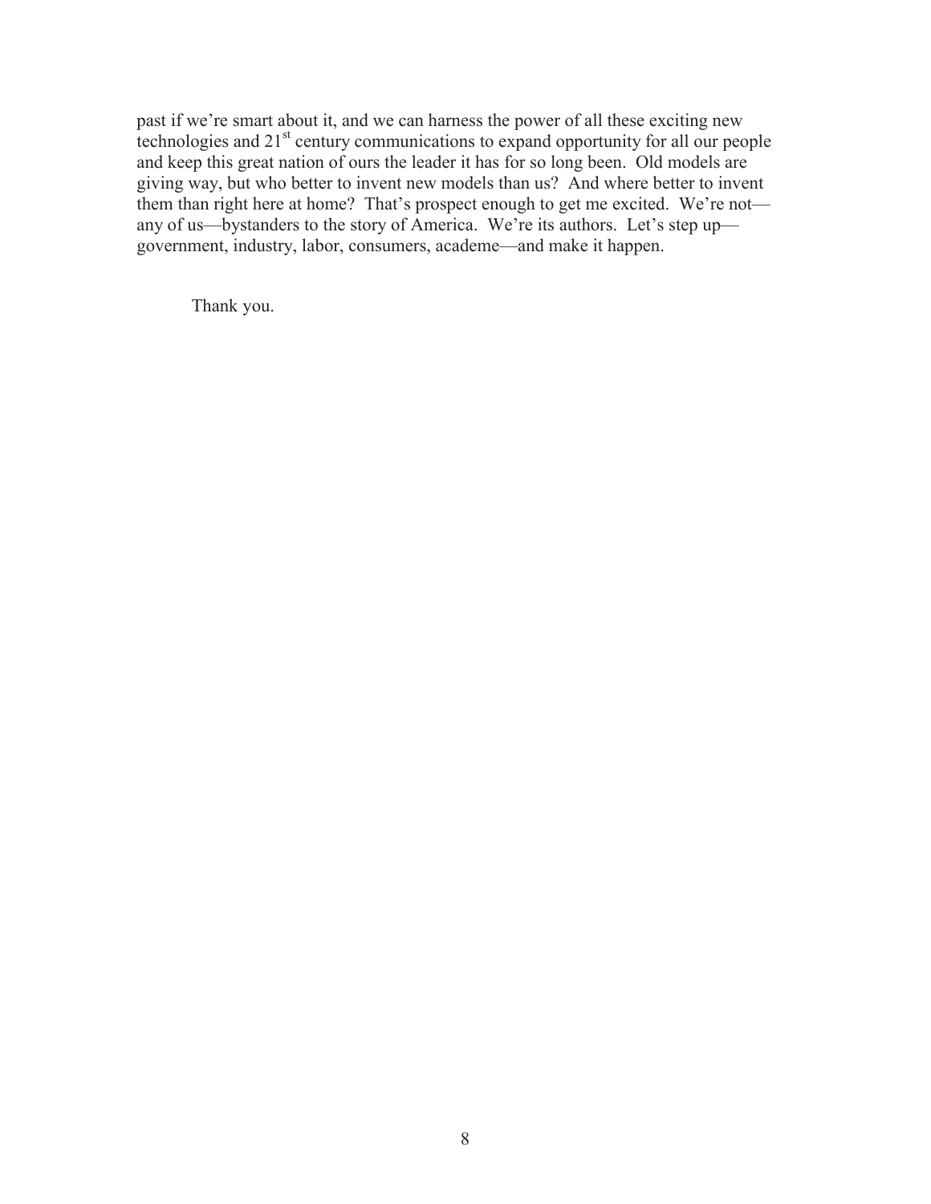past if we're smart about it, and we can harness the power of all these exciting new technologies and 21$^{st}$ century communications to expand opportunity for all our people and keep this great nation of ours the leader it has for so long been. Old models are giving way, but who better to invent new models than us? And where better to invent them than right here at home? That's prospect enough to get me excited. We're not—any of us—bystanders to the story of America. We're its authors. Let's step up—government, industry, labor, consumers, academe—and make it happen.

Thank you.